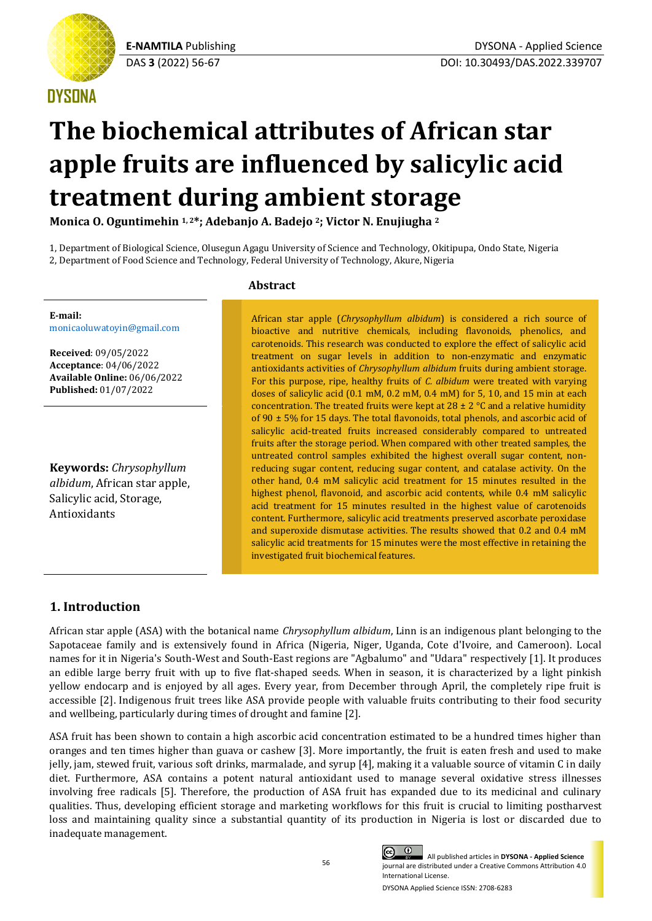# The biochemical attributes of African star apple fruits are influenced by salicylic acid treatment during ambient storage

**Monica O. Oguntimehin [1, 2]*; Adebanjo A. Badejo [2]; Victor N. Enujiugha [2]**

1, Department of Biological Science, Olusegun Agagu University of Science and Technology, Okitipupa, Ondo State, Nigeria
2, Department of Food Science and Technology, Federal University of Technology, Akure, Nigeria

**E-mail:** monicaoluwatoyin@gmail.com

**Received**: 09/05/2022
**Acceptance**: 04/06/2022
**Available Online:** 06/06/2022
**Published:** 01/07/2022

**Keywords:** *Chrysophyllum albidum*, African star apple, Salicylic acid, Storage, Antioxidants

## Abstract

African star apple (*Chrysophyllum albidum*) is considered a rich source of bioactive and nutritive chemicals, including flavonoids, phenolics, and carotenoids. This research was conducted to explore the effect of salicylic acid treatment on sugar levels in addition to non-enzymatic and enzymatic antioxidants activities of *Chrysophyllum albidum* fruits during ambient storage. For this purpose, ripe, healthy fruits of *C. albidum* were treated with varying doses of salicylic acid (0.1 mM, 0.2 mM, 0.4 mM) for 5, 10, and 15 min at each concentration. The treated fruits were kept at 28 ± 2 °C and a relative humidity of 90 ± 5% for 15 days. The total flavonoids, total phenols, and ascorbic acid of salicylic acid-treated fruits increased considerably compared to untreated fruits after the storage period. When compared with other treated samples, the untreated control samples exhibited the highest overall sugar content, non-reducing sugar content, reducing sugar content, and catalase activity. On the other hand, 0.4 mM salicylic acid treatment for 15 minutes resulted in the highest phenol, flavonoid, and ascorbic acid contents, while 0.4 mM salicylic acid treatment for 15 minutes resulted in the highest value of carotenoids content. Furthermore, salicylic acid treatments preserved ascorbate peroxidase and superoxide dismutase activities. The results showed that 0.2 and 0.4 mM salicylic acid treatments for 15 minutes were the most effective in retaining the investigated fruit biochemical features.

## 1. Introduction

African star apple (ASA) with the botanical name *Chrysophyllum albidum*, Linn is an indigenous plant belonging to the Sapotaceae family and is extensively found in Africa (Nigeria, Niger, Uganda, Cote d'Ivoire, and Cameroon). Local names for it in Nigeria's South-West and South-East regions are "Agbalumo" and "Udara" respectively [1]. It produces an edible large berry fruit with up to five flat-shaped seeds. When in season, it is characterized by a light pinkish yellow endocarp and is enjoyed by all ages. Every year, from December through April, the completely ripe fruit is accessible [2]. Indigenous fruit trees like ASA provide people with valuable fruits contributing to their food security and wellbeing, particularly during times of drought and famine [2].

ASA fruit has been shown to contain a high ascorbic acid concentration estimated to be a hundred times higher than oranges and ten times higher than guava or cashew [3]. More importantly, the fruit is eaten fresh and used to make jelly, jam, stewed fruit, various soft drinks, marmalade, and syrup [4], making it a valuable source of vitamin C in daily diet. Furthermore, ASA contains a potent natural antioxidant used to manage several oxidative stress illnesses involving free radicals [5]. Therefore, the production of ASA fruit has expanded due to its medicinal and culinary qualities. Thus, developing efficient storage and marketing workflows for this fruit is crucial to limiting postharvest loss and maintaining quality since a substantial quantity of its production in Nigeria is lost or discarded due to inadequate management.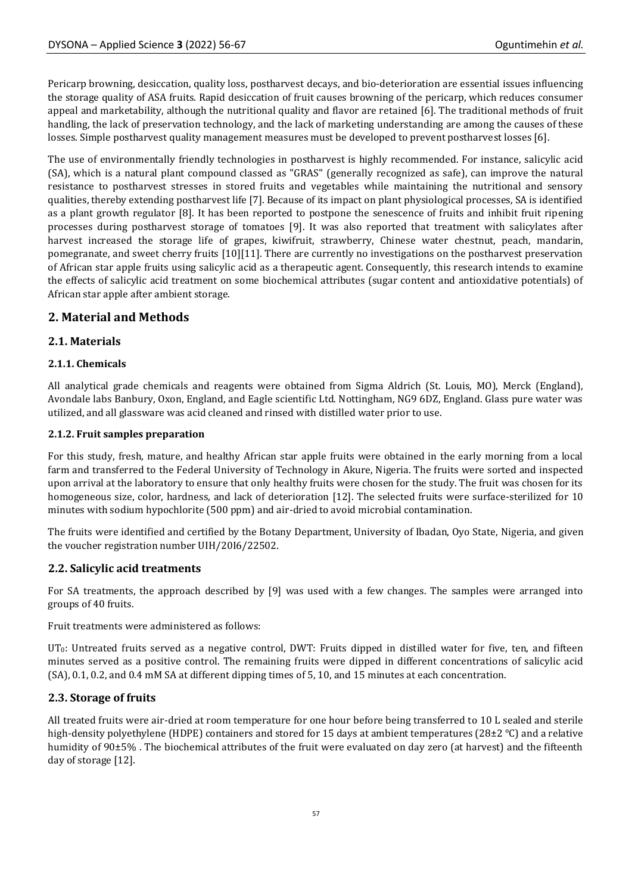Pericarp browning, desiccation, quality loss, postharvest decays, and bio-deterioration are essential issues influencing the storage quality of ASA fruits. Rapid desiccation of fruit causes browning of the pericarp, which reduces consumer appeal and marketability, although the nutritional quality and flavor are retained [6]. The traditional methods of fruit handling, the lack of preservation technology, and the lack of marketing understanding are among the causes of these losses. Simple postharvest quality management measures must be developed to prevent postharvest losses [6].

The use of environmentally friendly technologies in postharvest is highly recommended. For instance, salicylic acid (SA), which is a natural plant compound classed as "GRAS" (generally recognized as safe), can improve the natural resistance to postharvest stresses in stored fruits and vegetables while maintaining the nutritional and sensory qualities, thereby extending postharvest life [7]. Because of its impact on plant physiological processes, SA is identified as a plant growth regulator [8]. It has been reported to postpone the senescence of fruits and inhibit fruit ripening processes during postharvest storage of tomatoes [9]. It was also reported that treatment with salicylates after harvest increased the storage life of grapes, kiwifruit, strawberry, Chinese water chestnut, peach, mandarin, pomegranate, and sweet cherry fruits [10][11]. There are currently no investigations on the postharvest preservation of African star apple fruits using salicylic acid as a therapeutic agent. Consequently, this research intends to examine the effects of salicylic acid treatment on some biochemical attributes (sugar content and antioxidative potentials) of African star apple after ambient storage.

## 2. Material and Methods

### 2.1. Materials

#### 2.1.1. Chemicals

All analytical grade chemicals and reagents were obtained from Sigma Aldrich (St. Louis, MO), Merck (England), Avondale labs Banbury, Oxon, England, and Eagle scientific Ltd. Nottingham, NG9 6DZ, England. Glass pure water was utilized, and all glassware was acid cleaned and rinsed with distilled water prior to use.

#### 2.1.2. Fruit samples preparation

For this study, fresh, mature, and healthy African star apple fruits were obtained in the early morning from a local farm and transferred to the Federal University of Technology in Akure, Nigeria. The fruits were sorted and inspected upon arrival at the laboratory to ensure that only healthy fruits were chosen for the study. The fruit was chosen for its homogeneous size, color, hardness, and lack of deterioration [12]. The selected fruits were surface-sterilized for 10 minutes with sodium hypochlorite (500 ppm) and air-dried to avoid microbial contamination.

The fruits were identified and certified by the Botany Department, University of Ibadan, Oyo State, Nigeria, and given the voucher registration number UIH/20I6/22502.

### 2.2. Salicylic acid treatments

For SA treatments, the approach described by [9] was used with a few changes. The samples were arranged into groups of 40 fruits.

Fruit treatments were administered as follows:

$UT_0$: Untreated fruits served as a negative control, DWT: Fruits dipped in distilled water for five, ten, and fifteen minutes served as a positive control. The remaining fruits were dipped in different concentrations of salicylic acid (SA), 0.1, 0.2, and 0.4 mM SA at different dipping times of 5, 10, and 15 minutes at each concentration.

### 2.3. Storage of fruits

All treated fruits were air-dried at room temperature for one hour before being transferred to 10 L sealed and sterile high-density polyethylene (HDPE) containers and stored for 15 days at ambient temperatures (28±2 °C) and a relative humidity of 90±5% . The biochemical attributes of the fruit were evaluated on day zero (at harvest) and the fifteenth day of storage [12].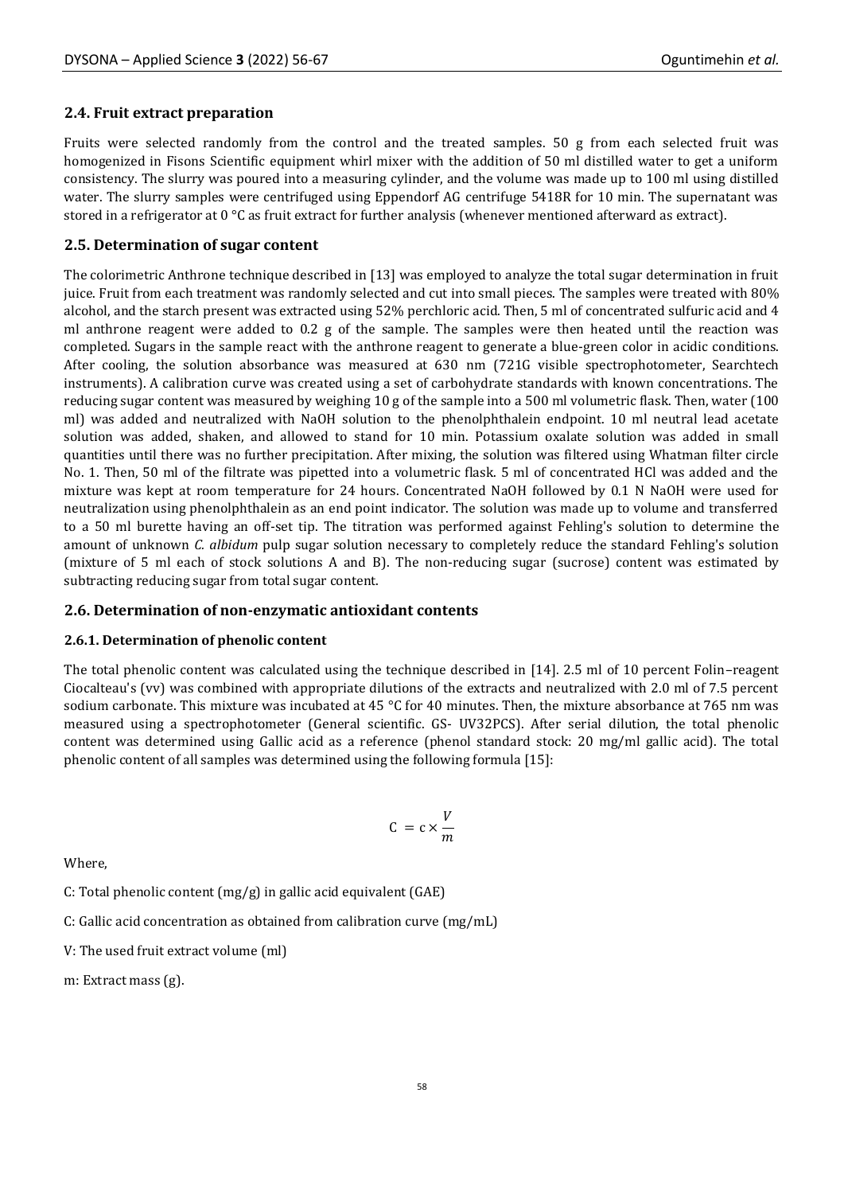## 2.4. Fruit extract preparation

Fruits were selected randomly from the control and the treated samples. 50 g from each selected fruit was homogenized in Fisons Scientific equipment whirl mixer with the addition of 50 ml distilled water to get a uniform consistency. The slurry was poured into a measuring cylinder, and the volume was made up to 100 ml using distilled water. The slurry samples were centrifuged using Eppendorf AG centrifuge 5418R for 10 min. The supernatant was stored in a refrigerator at 0 °C as fruit extract for further analysis (whenever mentioned afterward as extract).

## 2.5. Determination of sugar content

The colorimetric Anthrone technique described in [13] was employed to analyze the total sugar determination in fruit juice. Fruit from each treatment was randomly selected and cut into small pieces. The samples were treated with 80% alcohol, and the starch present was extracted using 52% perchloric acid. Then, 5 ml of concentrated sulfuric acid and 4 ml anthrone reagent were added to 0.2 g of the sample. The samples were then heated until the reaction was completed. Sugars in the sample react with the anthrone reagent to generate a blue-green color in acidic conditions. After cooling, the solution absorbance was measured at 630 nm (721G visible spectrophotometer, Searchtech instruments). A calibration curve was created using a set of carbohydrate standards with known concentrations. The reducing sugar content was measured by weighing 10 g of the sample into a 500 ml volumetric flask. Then, water (100 ml) was added and neutralized with NaOH solution to the phenolphthalein endpoint. 10 ml neutral lead acetate solution was added, shaken, and allowed to stand for 10 min. Potassium oxalate solution was added in small quantities until there was no further precipitation. After mixing, the solution was filtered using Whatman filter circle No. 1. Then, 50 ml of the filtrate was pipetted into a volumetric flask. 5 ml of concentrated HCl was added and the mixture was kept at room temperature for 24 hours. Concentrated NaOH followed by 0.1 N NaOH were used for neutralization using phenolphthalein as an end point indicator. The solution was made up to volume and transferred to a 50 ml burette having an off-set tip. The titration was performed against Fehling's solution to determine the amount of unknown *C. albidum* pulp sugar solution necessary to completely reduce the standard Fehling's solution (mixture of 5 ml each of stock solutions A and B). The non-reducing sugar (sucrose) content was estimated by subtracting reducing sugar from total sugar content.

## 2.6. Determination of non-enzymatic antioxidant contents

### 2.6.1. Determination of phenolic content

The total phenolic content was calculated using the technique described in [14]. 2.5 ml of 10 percent Folin–reagent Ciocalteau's (vv) was combined with appropriate dilutions of the extracts and neutralized with 2.0 ml of 7.5 percent sodium carbonate. This mixture was incubated at 45 °C for 40 minutes. Then, the mixture absorbance at 765 nm was measured using a spectrophotometer (General scientific. GS- UV32PCS). After serial dilution, the total phenolic content was determined using Gallic acid as a reference (phenol standard stock: 20 mg/ml gallic acid). The total phenolic content of all samples was determined using the following formula [15]:

$$C = c \times \frac{V}{m}$$

Where,

C: Total phenolic content (mg/g) in gallic acid equivalent (GAE)

C: Gallic acid concentration as obtained from calibration curve (mg/mL)

V: The used fruit extract volume (ml)

m: Extract mass (g).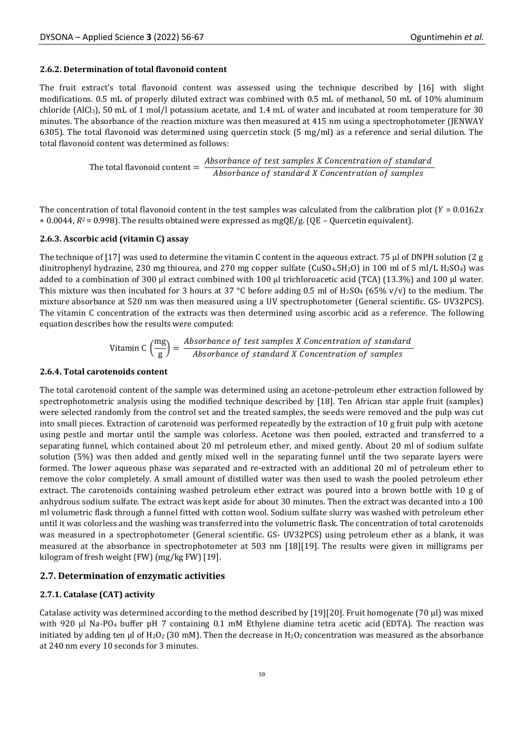#### 2.6.2. Determination of total flavonoid content

The fruit extract's total flavonoid content was assessed using the technique described by [16] with slight modifications. 0.5 mL of properly diluted extract was combined with 0.5 mL of methanol, 50 mL of 10% aluminum chloride ($AlCl_3$), 50 mL of 1 mol/l potassium acetate, and 1.4 mL of water and incubated at room temperature for 30 minutes. The absorbance of the reaction mixture was then measured at 415 nm using a spectrophotometer (JENWAY 6305). The total flavonoid was determined using quercetin stock (5 mg/ml) as a reference and serial dilution. The total flavonoid content was determined as follows:

$$\text{The total flavonoid content} = \frac{Absorbance\ of\ test\ samples\ X\ Concentration\ of\ standard}{Absorbance\ of\ standard\ X\ Concentration\ of\ samples}$$

The concentration of total flavonoid content in the test samples was calculated from the calibration plot ($Y = 0.0162x + 0.0044$, $R^2 = 0.998$). The results obtained were expressed as mgQE/g. (QE – Quercetin equivalent).

#### 2.6.3. Ascorbic acid (vitamin C) assay

The technique of [17] was used to determine the vitamin C content in the aqueous extract. 75 µl of DNPH solution (2 g dinitrophenyl hydrazine, 230 mg thiourea, and 270 mg copper sulfate ($CuSO_4.5H_2O$) in 100 ml of 5 ml/L $H_2SO_4$) was added to a combination of 300 µl extract combined with 100 µl trichloroacetic acid (TCA) (13.3%) and 100 µl water. This mixture was then incubated for 3 hours at 37 °C before adding 0.5 ml of $H_2SO_4$ (65% v/v) to the medium. The mixture absorbance at 520 nm was then measured using a UV spectrophotometer (General scientific. GS- UV32PCS). The vitamin C concentration of the extracts was then determined using ascorbic acid as a reference. The following equation describes how the results were computed:

$$\text{Vitamin C}\left(\frac{\text{mg}}{\text{g}}\right) = \frac{Absorbance\ of\ test\ samples\ X\ Concentration\ of\ standard}{Absorbance\ of\ standard\ X\ Concentration\ of\ samples}$$

#### 2.6.4. Total carotenoids content

The total carotenoid content of the sample was determined using an acetone-petroleum ether extraction followed by spectrophotometric analysis using the modified technique described by [18]. Ten African star apple fruit (samples) were selected randomly from the control set and the treated samples, the seeds were removed and the pulp was cut into small pieces. Extraction of carotenoid was performed repeatedly by the extraction of 10 g fruit pulp with acetone using pestle and mortar until the sample was colorless. Acetone was then pooled, extracted and transferred to a separating funnel, which contained about 20 ml petroleum ether, and mixed gently. About 20 ml of sodium sulfate solution (5%) was then added and gently mixed well in the separating funnel until the two separate layers were formed. The lower aqueous phase was separated and re-extracted with an additional 20 ml of petroleum ether to remove the color completely. A small amount of distilled water was then used to wash the pooled petroleum ether extract. The carotenoids containing washed petroleum ether extract was poured into a brown bottle with 10 g of anhydrous sodium sulfate. The extract was kept aside for about 30 minutes. Then the extract was decanted into a 100 ml volumetric flask through a funnel fitted with cotton wool. Sodium sulfate slurry was washed with petroleum ether until it was colorless and the washing was transferred into the volumetric flask. The concentration of total carotenoids was measured in a spectrophotometer (General scientific. GS- UV32PCS) using petroleum ether as a blank, it was measured at the absorbance in spectrophotometer at 503 nm [18][19]. The results were given in milligrams per kilogram of fresh weight (FW) (mg/kg FW) [19].

### 2.7. Determination of enzymatic activities

#### 2.7.1. Catalase (CAT) activity

Catalase activity was determined according to the method described by [19][20]. Fruit homogenate (70 µl) was mixed with 920 µl Na-$PO_4$ buffer pH 7 containing 0.1 mM Ethylene diamine tetra acetic acid (EDTA). The reaction was initiated by adding ten µl of $H_2O_2$ (30 mM). Then the decrease in $H_2O_2$ concentration was measured as the absorbance at 240 nm every 10 seconds for 3 minutes.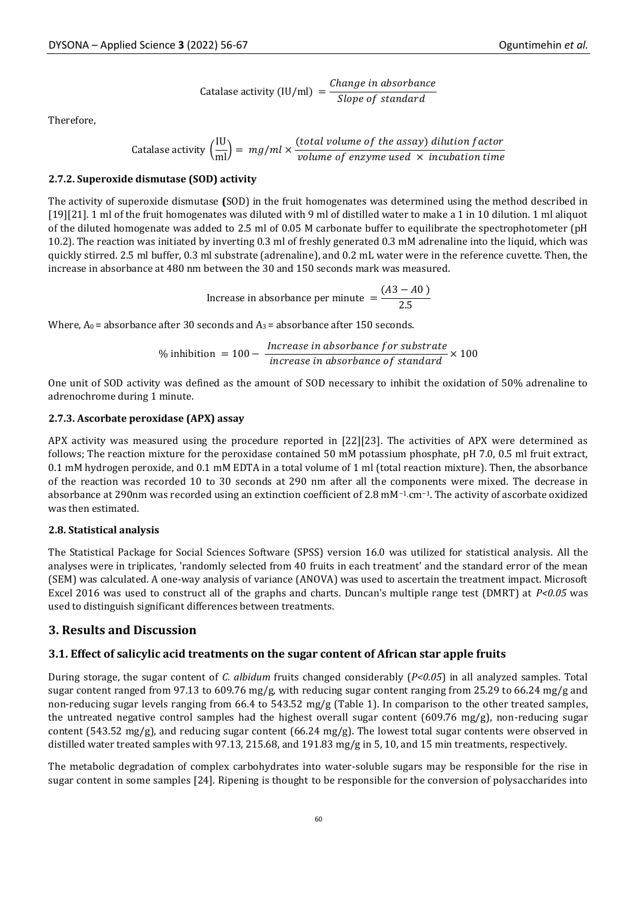$$\text{Catalase activity (IU/ml)} = \frac{\textit{Change in absorbance}}{\textit{Slope of standard}}$$

Therefore,

$$\text{Catalase activity} \left(\frac{\text{IU}}{\text{ml}}\right) = mg/ml \times \frac{(total\ volume\ of\ the\ assay)\ dilution\ factor}{volume\ of\ enzyme\ used\ \times\ incubation\ time}$$

### 2.7.2. Superoxide dismutase (SOD) activity

The activity of superoxide dismutase **(**SOD) in the fruit homogenates was determined using the method described in [19][21]. 1 ml of the fruit homogenates was diluted with 9 ml of distilled water to make a 1 in 10 dilution. 1 ml aliquot of the diluted homogenate was added to 2.5 ml of 0.05 M carbonate buffer to equilibrate the spectrophotometer (pH 10.2). The reaction was initiated by inverting 0.3 ml of freshly generated 0.3 mM adrenaline into the liquid, which was quickly stirred. 2.5 ml buffer, 0.3 ml substrate (adrenaline), and 0.2 mL water were in the reference cuvette. Then, the increase in absorbance at 480 nm between the 30 and 150 seconds mark was measured.

$$\text{Increase in absorbance per minute} = \frac{(A3 - A0)}{2.5}$$

Where, $A_0$ = absorbance after 30 seconds and $A_3$ = absorbance after 150 seconds.

$$\%\ \text{inhibition} = 100 - \frac{\textit{Increase in absorbance for substrate}}{\textit{increase in absorbance of standard}} \times 100$$

One unit of SOD activity was defined as the amount of SOD necessary to inhibit the oxidation of 50% adrenaline to adrenochrome during 1 minute.

### 2.7.3. Ascorbate peroxidase (APX) assay

APX activity was measured using the procedure reported in [22][23]. The activities of APX were determined as follows; The reaction mixture for the peroxidase contained 50 mM potassium phosphate, pH 7.0, 0.5 ml fruit extract, 0.1 mM hydrogen peroxide, and 0.1 mM EDTA in a total volume of 1 ml (total reaction mixture). Then, the absorbance of the reaction was recorded 10 to 30 seconds at 290 nm after all the components were mixed. The decrease in absorbance at 290nm was recorded using an extinction coefficient of 2.8 $mM^{-1}.cm^{-1}$. The activity of ascorbate oxidized was then estimated.

### 2.8. Statistical analysis

The Statistical Package for Social Sciences Software (SPSS) version 16.0 was utilized for statistical analysis. All the analyses were in triplicates, 'randomly selected from 40 fruits in each treatment' and the standard error of the mean (SEM) was calculated. A one-way analysis of variance (ANOVA) was used to ascertain the treatment impact. Microsoft Excel 2016 was used to construct all of the graphs and charts. Duncan's multiple range test (DMRT) at $P<0.05$ was used to distinguish significant differences between treatments.

## 3. Results and Discussion

### 3.1. Effect of salicylic acid treatments on the sugar content of African star apple fruits

During storage, the sugar content of *C. albidum* fruits changed considerably ($P<0.05$) in all analyzed samples. Total sugar content ranged from 97.13 to 609.76 mg/g, with reducing sugar content ranging from 25.29 to 66.24 mg/g and non-reducing sugar levels ranging from 66.4 to 543.52 mg/g (Table 1). In comparison to the other treated samples, the untreated negative control samples had the highest overall sugar content (609.76 mg/g), non-reducing sugar content (543.52 mg/g), and reducing sugar content (66.24 mg/g). The lowest total sugar contents were observed in distilled water treated samples with 97.13, 215.68, and 191.83 mg/g in 5, 10, and 15 min treatments, respectively.

The metabolic degradation of complex carbohydrates into water-soluble sugars may be responsible for the rise in sugar content in some samples [24]. Ripening is thought to be responsible for the conversion of polysaccharides into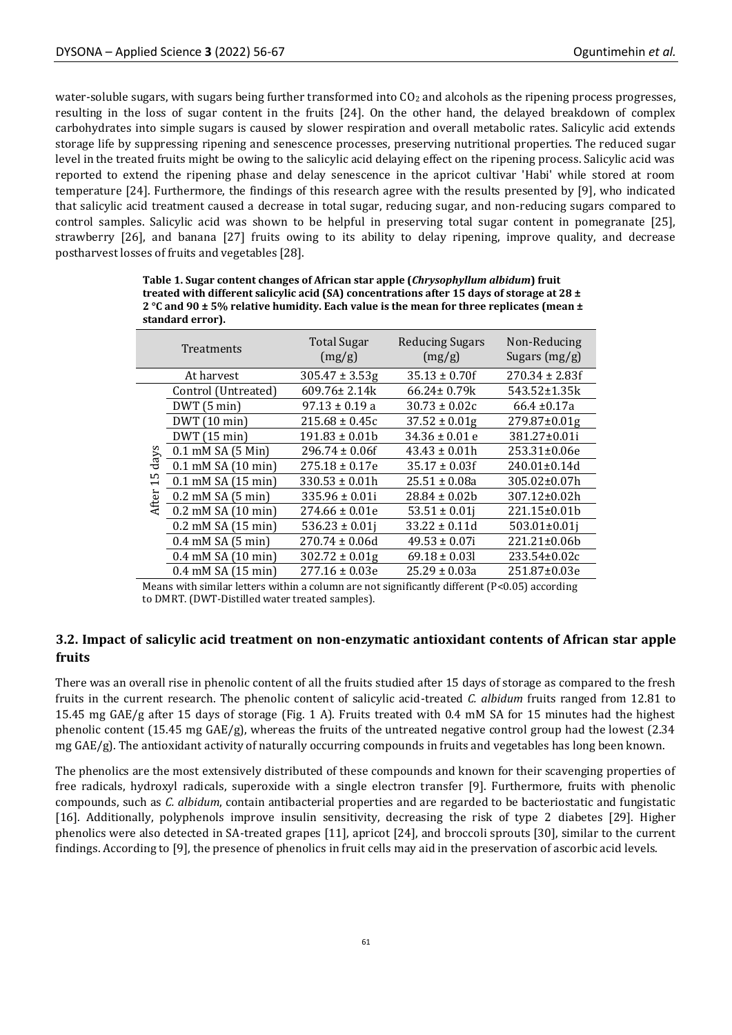water-soluble sugars, with sugars being further transformed into $CO_2$ and alcohols as the ripening process progresses, resulting in the loss of sugar content in the fruits [24]. On the other hand, the delayed breakdown of complex carbohydrates into simple sugars is caused by slower respiration and overall metabolic rates. Salicylic acid extends storage life by suppressing ripening and senescence processes, preserving nutritional properties. The reduced sugar level in the treated fruits might be owing to the salicylic acid delaying effect on the ripening process. Salicylic acid was reported to extend the ripening phase and delay senescence in the apricot cultivar 'Habi' while stored at room temperature [24]. Furthermore, the findings of this research agree with the results presented by [9], who indicated that salicylic acid treatment caused a decrease in total sugar, reducing sugar, and non-reducing sugars compared to control samples. Salicylic acid was shown to be helpful in preserving total sugar content in pomegranate [25], strawberry [26], and banana [27] fruits owing to its ability to delay ripening, improve quality, and decrease postharvest losses of fruits and vegetables [28].

**Table 1. Sugar content changes of African star apple (*Chrysophyllum albidum*) fruit treated with different salicylic acid (SA) concentrations after 15 days of storage at 28 ± 2 °C and 90 ± 5% relative humidity. Each value is the mean for three replicates (mean ± standard error).**

| | Treatments | Total Sugar (mg/g) | Reducing Sugars (mg/g) | Non-Reducing Sugars (mg/g) |
|---|---|---|---|---|
| | At harvest | 305.47 ± 3.53g | 35.13 ± 0.70f | 270.34 ± 2.83f |
| After 15 days | Control (Untreated) | 609.76± 2.14k | 66.24± 0.79k | 543.52±1.35k |
| | DWT (5 min) | 97.13 ± 0.19 a | 30.73 ± 0.02c | 66.4 ±0.17a |
| | DWT (10 min) | 215.68 ± 0.45c | 37.52 ± 0.01g | 279.87±0.01g |
| | DWT (15 min) | 191.83 ± 0.01b | 34.36 ± 0.01 e | 381.27±0.01i |
| | 0.1 mM SA (5 Min) | 296.74 ± 0.06f | 43.43 ± 0.01h | 253.31±0.06e |
| | 0.1 mM SA (10 min) | 275.18 ± 0.17e | 35.17 ± 0.03f | 240.01±0.14d |
| | 0.1 mM SA (15 min) | 330.53 ± 0.01h | 25.51 ± 0.08a | 305.02±0.07h |
| | 0.2 mM SA (5 min) | 335.96 ± 0.01i | 28.84 ± 0.02b | 307.12±0.02h |
| | 0.2 mM SA (10 min) | 274.66 ± 0.01e | 53.51 ± 0.01j | 221.15±0.01b |
| | 0.2 mM SA (15 min) | 536.23 ± 0.01j | 33.22 ± 0.11d | 503.01±0.01j |
| | 0.4 mM SA (5 min) | 270.74 ± 0.06d | 49.53 ± 0.07i | 221.21±0.06b |
| | 0.4 mM SA (10 min) | 302.72 ± 0.01g | 69.18 ± 0.03l | 233.54±0.02c |
| | 0.4 mM SA (15 min) | 277.16 ± 0.03e | 25.29 ± 0.03a | 251.87±0.03e |

Means with similar letters within a column are not significantly different ($P<0.05$) according to DMRT. (DWT-Distilled water treated samples).

## 3.2. Impact of salicylic acid treatment on non-enzymatic antioxidant contents of African star apple fruits

There was an overall rise in phenolic content of all the fruits studied after 15 days of storage as compared to the fresh fruits in the current research. The phenolic content of salicylic acid-treated *C. albidum* fruits ranged from 12.81 to 15.45 mg GAE/g after 15 days of storage (Fig. 1 A). Fruits treated with 0.4 mM SA for 15 minutes had the highest phenolic content (15.45 mg GAE/g), whereas the fruits of the untreated negative control group had the lowest (2.34 mg GAE/g). The antioxidant activity of naturally occurring compounds in fruits and vegetables has long been known.

The phenolics are the most extensively distributed of these compounds and known for their scavenging properties of free radicals, hydroxyl radicals, superoxide with a single electron transfer [9]. Furthermore, fruits with phenolic compounds, such as *C. albidum*, contain antibacterial properties and are regarded to be bacteriostatic and fungistatic [16]. Additionally, polyphenols improve insulin sensitivity, decreasing the risk of type 2 diabetes [29]. Higher phenolics were also detected in SA-treated grapes [11], apricot [24], and broccoli sprouts [30], similar to the current findings. According to [9], the presence of phenolics in fruit cells may aid in the preservation of ascorbic acid levels.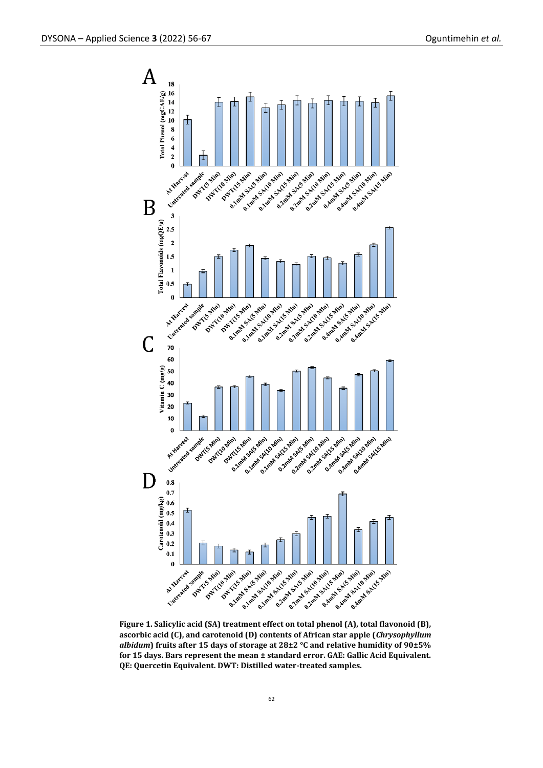**Figure 1. Salicylic acid (SA) treatment effect on total phenol (A), total flavonoid (B), ascorbic acid (C), and carotenoid (D) contents of African star apple (*Chrysophyllum albidum*) fruits after 15 days of storage at 28±2 °C and relative humidity of 90±5% for 15 days. Bars represent the mean ± standard error. GAE: Gallic Acid Equivalent. QE: Quercetin Equivalent. DWT: Distilled water-treated samples.**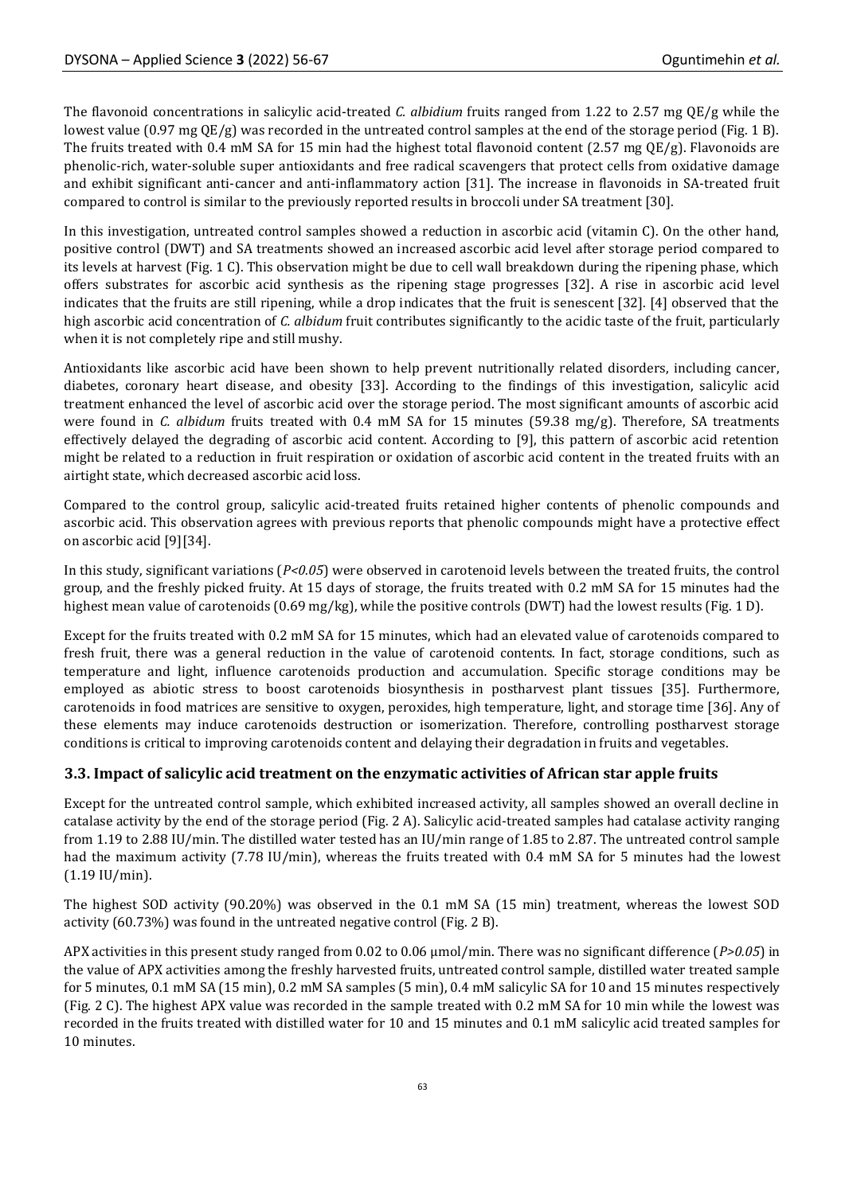The flavonoid concentrations in salicylic acid-treated *C. albidium* fruits ranged from 1.22 to 2.57 mg QE/g while the lowest value (0.97 mg QE/g) was recorded in the untreated control samples at the end of the storage period (Fig. 1 B). The fruits treated with 0.4 mM SA for 15 min had the highest total flavonoid content (2.57 mg QE/g). Flavonoids are phenolic-rich, water-soluble super antioxidants and free radical scavengers that protect cells from oxidative damage and exhibit significant anti-cancer and anti-inflammatory action [31]. The increase in flavonoids in SA-treated fruit compared to control is similar to the previously reported results in broccoli under SA treatment [30].

In this investigation, untreated control samples showed a reduction in ascorbic acid (vitamin C). On the other hand, positive control (DWT) and SA treatments showed an increased ascorbic acid level after storage period compared to its levels at harvest (Fig. 1 C). This observation might be due to cell wall breakdown during the ripening phase, which offers substrates for ascorbic acid synthesis as the ripening stage progresses [32]. A rise in ascorbic acid level indicates that the fruits are still ripening, while a drop indicates that the fruit is senescent [32]. [4] observed that the high ascorbic acid concentration of *C. albidum* fruit contributes significantly to the acidic taste of the fruit, particularly when it is not completely ripe and still mushy.

Antioxidants like ascorbic acid have been shown to help prevent nutritionally related disorders, including cancer, diabetes, coronary heart disease, and obesity [33]. According to the findings of this investigation, salicylic acid treatment enhanced the level of ascorbic acid over the storage period. The most significant amounts of ascorbic acid were found in *C. albidum* fruits treated with 0.4 mM SA for 15 minutes (59.38 mg/g). Therefore, SA treatments effectively delayed the degrading of ascorbic acid content. According to [9], this pattern of ascorbic acid retention might be related to a reduction in fruit respiration or oxidation of ascorbic acid content in the treated fruits with an airtight state, which decreased ascorbic acid loss.

Compared to the control group, salicylic acid-treated fruits retained higher contents of phenolic compounds and ascorbic acid. This observation agrees with previous reports that phenolic compounds might have a protective effect on ascorbic acid [9][34].

In this study, significant variations (*P<0.05*) were observed in carotenoid levels between the treated fruits, the control group, and the freshly picked fruity. At 15 days of storage, the fruits treated with 0.2 mM SA for 15 minutes had the highest mean value of carotenoids (0.69 mg/kg), while the positive controls (DWT) had the lowest results (Fig. 1 D).

Except for the fruits treated with 0.2 mM SA for 15 minutes, which had an elevated value of carotenoids compared to fresh fruit, there was a general reduction in the value of carotenoid contents. In fact, storage conditions, such as temperature and light, influence carotenoids production and accumulation. Specific storage conditions may be employed as abiotic stress to boost carotenoids biosynthesis in postharvest plant tissues [35]. Furthermore, carotenoids in food matrices are sensitive to oxygen, peroxides, high temperature, light, and storage time [36]. Any of these elements may induce carotenoids destruction or isomerization. Therefore, controlling postharvest storage conditions is critical to improving carotenoids content and delaying their degradation in fruits and vegetables.

### 3.3. Impact of salicylic acid treatment on the enzymatic activities of African star apple fruits

Except for the untreated control sample, which exhibited increased activity, all samples showed an overall decline in catalase activity by the end of the storage period (Fig. 2 A). Salicylic acid-treated samples had catalase activity ranging from 1.19 to 2.88 IU/min. The distilled water tested has an IU/min range of 1.85 to 2.87. The untreated control sample had the maximum activity (7.78 IU/min), whereas the fruits treated with 0.4 mM SA for 5 minutes had the lowest (1.19 IU/min).

The highest SOD activity (90.20%) was observed in the 0.1 mM SA (15 min) treatment, whereas the lowest SOD activity (60.73%) was found in the untreated negative control (Fig. 2 B).

APX activities in this present study ranged from 0.02 to 0.06 μmol/min. There was no significant difference (*P>0.05*) in the value of APX activities among the freshly harvested fruits, untreated control sample, distilled water treated sample for 5 minutes, 0.1 mM SA (15 min), 0.2 mM SA samples (5 min), 0.4 mM salicylic SA for 10 and 15 minutes respectively (Fig. 2 C). The highest APX value was recorded in the sample treated with 0.2 mM SA for 10 min while the lowest was recorded in the fruits treated with distilled water for 10 and 15 minutes and 0.1 mM salicylic acid treated samples for 10 minutes.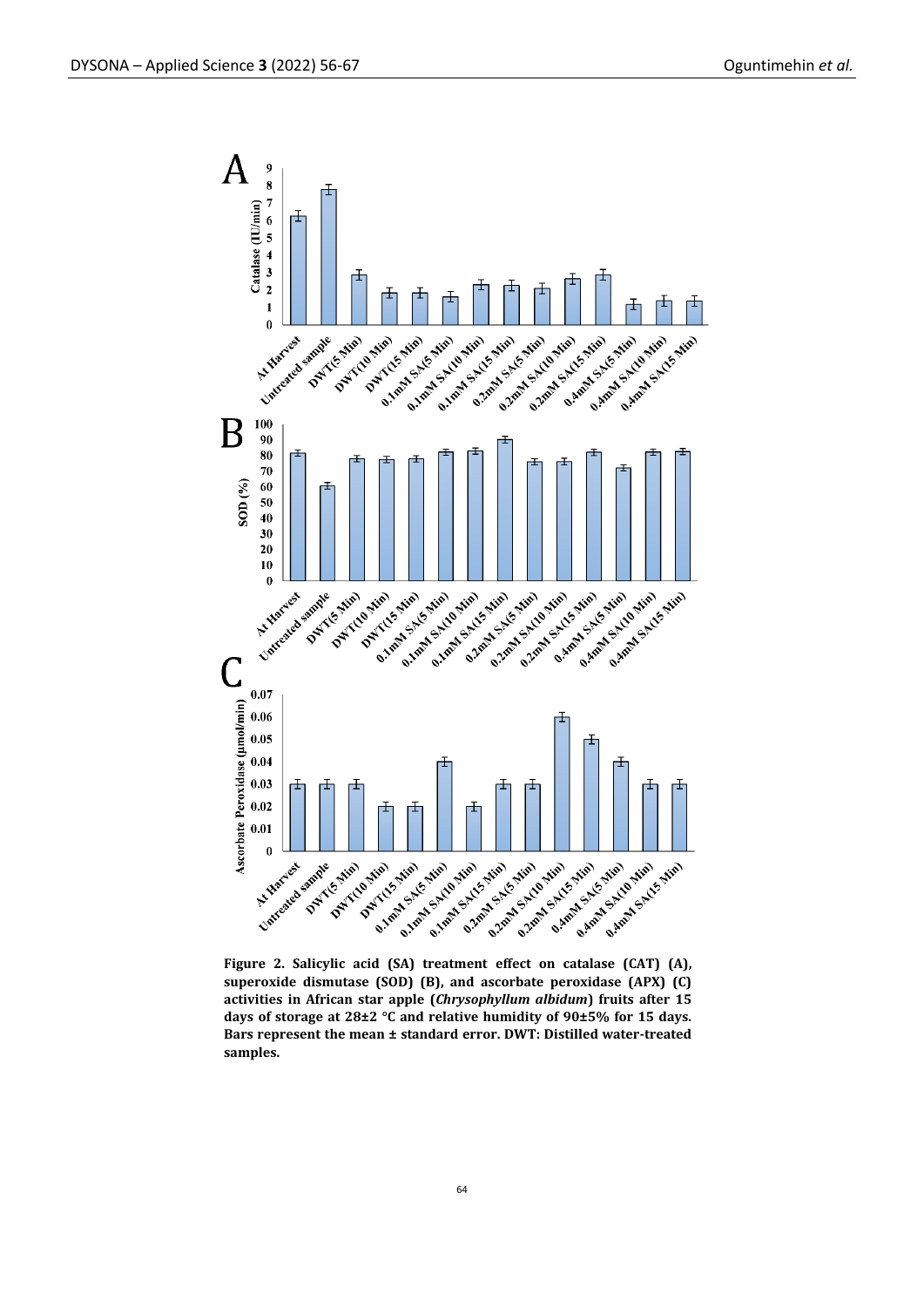**Figure 2. Salicylic acid (SA) treatment effect on catalase (CAT) (A), superoxide dismutase (SOD) (B), and ascorbate peroxidase (APX) (C) activities in African star apple (*Chrysophyllum albidum*) fruits after 15 days of storage at 28±2 °C and relative humidity of 90±5% for 15 days. Bars represent the mean ± standard error. DWT: Distilled water-treated samples.**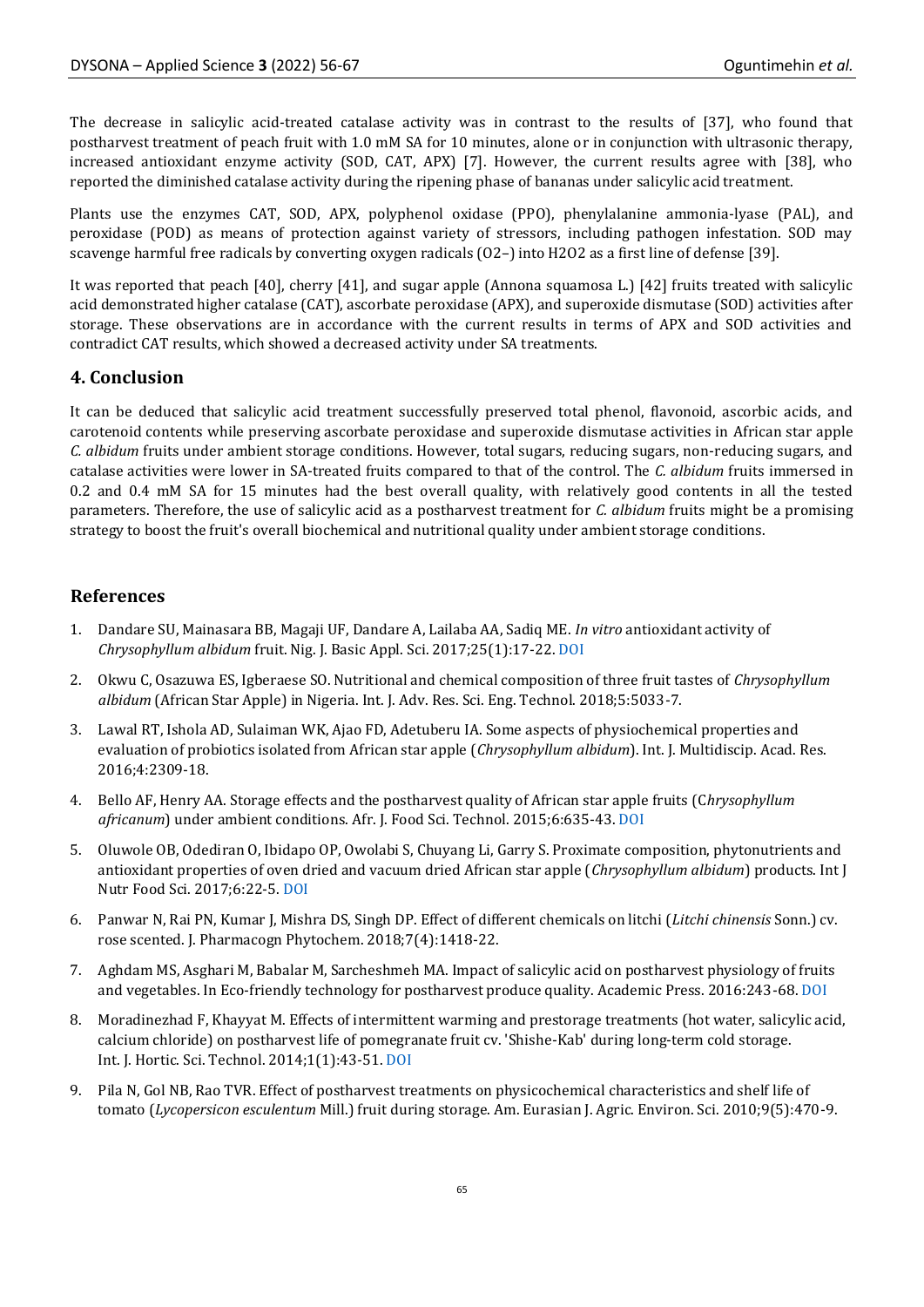The decrease in salicylic acid-treated catalase activity was in contrast to the results of [37], who found that postharvest treatment of peach fruit with 1.0 mM SA for 10 minutes, alone or in conjunction with ultrasonic therapy, increased antioxidant enzyme activity (SOD, CAT, APX) [7]. However, the current results agree with [38], who reported the diminished catalase activity during the ripening phase of bananas under salicylic acid treatment.

Plants use the enzymes CAT, SOD, APX, polyphenol oxidase (PPO), phenylalanine ammonia-lyase (PAL), and peroxidase (POD) as means of protection against variety of stressors, including pathogen infestation. SOD may scavenge harmful free radicals by converting oxygen radicals ($O2^{-}$) into $H2O2$ as a first line of defense [39].

It was reported that peach [40], cherry [41], and sugar apple (Annona squamosa L.) [42] fruits treated with salicylic acid demonstrated higher catalase (CAT), ascorbate peroxidase (APX), and superoxide dismutase (SOD) activities after storage. These observations are in accordance with the current results in terms of APX and SOD activities and contradict CAT results, which showed a decreased activity under SA treatments.

## 4. Conclusion

It can be deduced that salicylic acid treatment successfully preserved total phenol, flavonoid, ascorbic acids, and carotenoid contents while preserving ascorbate peroxidase and superoxide dismutase activities in African star apple *C. albidum* fruits under ambient storage conditions. However, total sugars, reducing sugars, non-reducing sugars, and catalase activities were lower in SA-treated fruits compared to that of the control. The *C. albidum* fruits immersed in 0.2 and 0.4 mM SA for 15 minutes had the best overall quality, with relatively good contents in all the tested parameters. Therefore, the use of salicylic acid as a postharvest treatment for *C. albidum* fruits might be a promising strategy to boost the fruit's overall biochemical and nutritional quality under ambient storage conditions.

## References

1. Dandare SU, Mainasara BB, Magaji UF, Dandare A, Lailaba AA, Sadiq ME. *In vitro* antioxidant activity of *Chrysophyllum albidum* fruit. Nig. J. Basic Appl. Sci. 2017;25(1):17-22. DOI
2. Okwu C, Osazuwa ES, Igberaese SO. Nutritional and chemical composition of three fruit tastes of *Chrysophyllum albidum* (African Star Apple) in Nigeria. Int. J. Adv. Res. Sci. Eng. Technol. 2018;5:5033-7.
3. Lawal RT, Ishola AD, Sulaiman WK, Ajao FD, Adetuberu IA. Some aspects of physiochemical properties and evaluation of probiotics isolated from African star apple (*Chrysophyllum albidum*). Int. J. Multidiscip. Acad. Res. 2016;4:2309-18.
4. Bello AF, Henry AA. Storage effects and the postharvest quality of African star apple fruits (C*hrysophyllum africanum*) under ambient conditions. Afr. J. Food Sci. Technol. 2015;6:635-43. DOI
5. Oluwole OB, Odediran O, Ibidapo OP, Owolabi S, Chuyang Li, Garry S. Proximate composition, phytonutrients and antioxidant properties of oven dried and vacuum dried African star apple (*Chrysophyllum albidum*) products. Int J Nutr Food Sci. 2017;6:22-5. DOI
6. Panwar N, Rai PN, Kumar J, Mishra DS, Singh DP. Effect of different chemicals on litchi (*Litchi chinensis* Sonn.) cv. rose scented. J. Pharmacogn Phytochem. 2018;7(4):1418-22.
7. Aghdam MS, Asghari M, Babalar M, Sarcheshmeh MA. Impact of salicylic acid on postharvest physiology of fruits and vegetables. In Eco-friendly technology for postharvest produce quality. Academic Press. 2016:243-68. DOI
8. Moradinezhad F, Khayyat M. Effects of intermittent warming and prestorage treatments (hot water, salicylic acid, calcium chloride) on postharvest life of pomegranate fruit cv. 'Shishe-Kab' during long-term cold storage. Int. J. Hortic. Sci. Technol. 2014;1(1):43-51. DOI
9. Pila N, Gol NB, Rao TVR. Effect of postharvest treatments on physicochemical characteristics and shelf life of tomato (*Lycopersicon esculentum* Mill.) fruit during storage. Am. Eurasian J. Agric. Environ. Sci. 2010;9(5):470-9.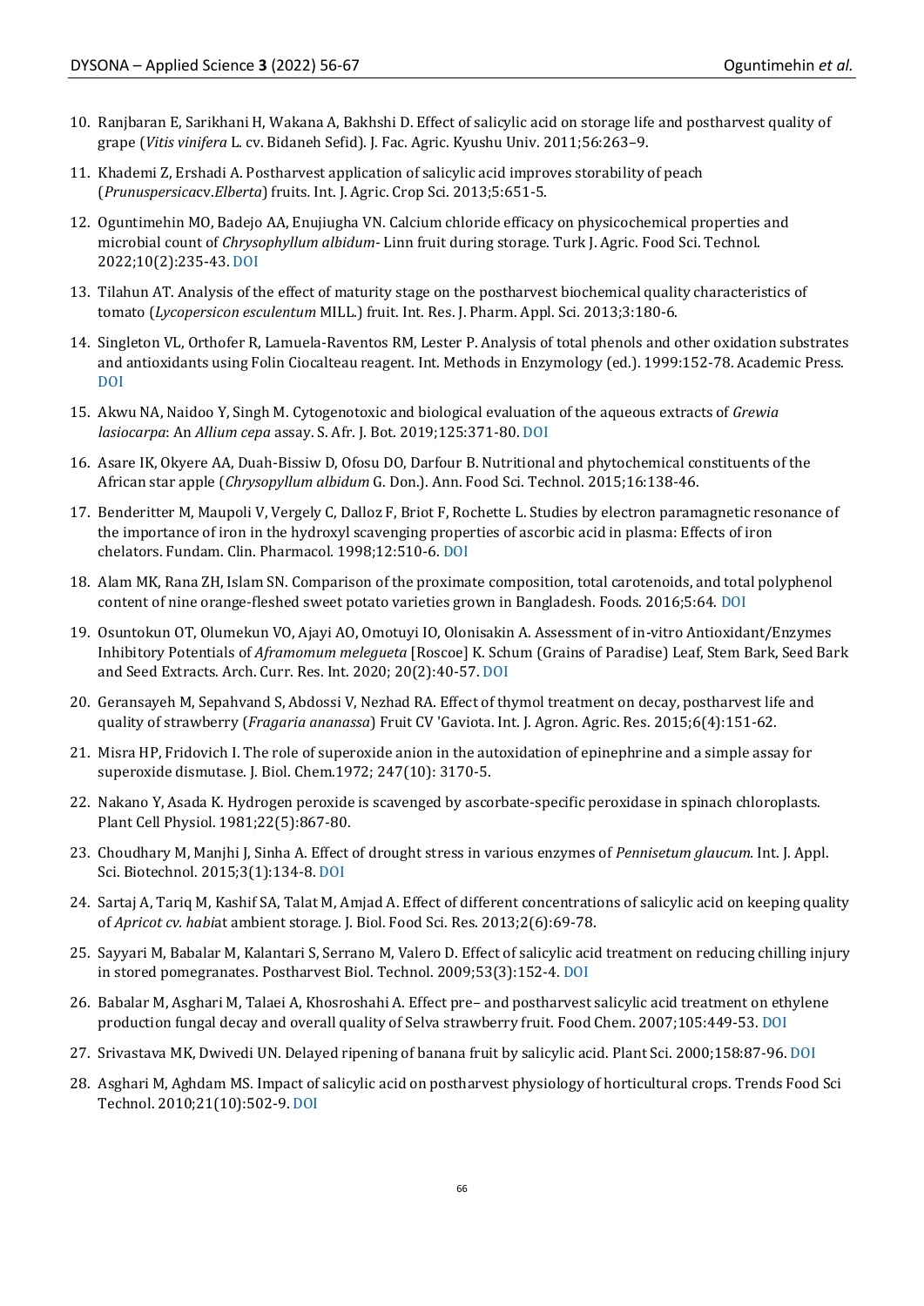10. Ranjbaran E, Sarikhani H, Wakana A, Bakhshi D. Effect of salicylic acid on storage life and postharvest quality of grape (*Vitis vinifera* L. cv. Bidaneh Sefid). J. Fac. Agric. Kyushu Univ. 2011;56:263–9.
11. Khademi Z, Ershadi A. Postharvest application of salicylic acid improves storability of peach (*Prunuspersica*cv.*Elberta*) fruits. Int. J. Agric. Crop Sci. 2013;5:651-5.
12. Oguntimehin MO, Badejo AA, Enujiugha VN. Calcium chloride efficacy on physicochemical properties and microbial count of *Chrysophyllum albidum*- Linn fruit during storage. Turk J. Agric. Food Sci. Technol. 2022;10(2):235-43. DOI
13. Tilahun AT. Analysis of the effect of maturity stage on the postharvest biochemical quality characteristics of tomato (*Lycopersicon esculentum* MILL.) fruit. Int. Res. J. Pharm. Appl. Sci. 2013;3:180-6.
14. Singleton VL, Orthofer R, Lamuela-Raventos RM, Lester P. Analysis of total phenols and other oxidation substrates and antioxidants using Folin Ciocalteau reagent. Int. Methods in Enzymology (ed.). 1999:152-78. Academic Press. DOI
15. Akwu NA, Naidoo Y, Singh M. Cytogenotoxic and biological evaluation of the aqueous extracts of *Grewia lasiocarpa*: An *Allium cepa* assay. S. Afr. J. Bot. 2019;125:371-80. DOI
16. Asare IK, Okyere AA, Duah-Bissiw D, Ofosu DO, Darfour B. Nutritional and phytochemical constituents of the African star apple (*Chrysopyllum albidum* G. Don.). Ann. Food Sci. Technol. 2015;16:138-46.
17. Benderitter M, Maupoli V, Vergely C, Dalloz F, Briot F, Rochette L. Studies by electron paramagnetic resonance of the importance of iron in the hydroxyl scavenging properties of ascorbic acid in plasma: Effects of iron chelators. Fundam. Clin. Pharmacol. 1998;12:510-6. DOI
18. Alam MK, Rana ZH, Islam SN. Comparison of the proximate composition, total carotenoids, and total polyphenol content of nine orange-fleshed sweet potato varieties grown in Bangladesh. Foods. 2016;5:64. DOI
19. Osuntokun OT, Olumekun VO, Ajayi AO, Omotuyi IO, Olonisakin A. Assessment of in-vitro Antioxidant/Enzymes Inhibitory Potentials of *Aframomum melegueta* [Roscoe] K. Schum (Grains of Paradise) Leaf, Stem Bark, Seed Bark and Seed Extracts. Arch. Curr. Res. Int. 2020; 20(2):40-57. DOI
20. Geransayeh M, Sepahvand S, Abdossi V, Nezhad RA. Effect of thymol treatment on decay, postharvest life and quality of strawberry (*Fragaria ananassa*) Fruit CV 'Gaviota. Int. J. Agron. Agric. Res. 2015;6(4):151-62.
21. Misra HP, Fridovich I. The role of superoxide anion in the autoxidation of epinephrine and a simple assay for superoxide dismutase. J. Biol. Chem.1972; 247(10): 3170-5.
22. Nakano Y, Asada K. Hydrogen peroxide is scavenged by ascorbate-specific peroxidase in spinach chloroplasts. Plant Cell Physiol. 1981;22(5):867-80.
23. Choudhary M, Manjhi J, Sinha A. Effect of drought stress in various enzymes of *Pennisetum glaucum.* Int. J. Appl. Sci. Biotechnol. 2015;3(1):134-8. DOI
24. Sartaj A, Tariq M, Kashif SA, Talat M, Amjad A. Effect of different concentrations of salicylic acid on keeping quality of *Apricot cv. habi*at ambient storage. J. Biol. Food Sci. Res. 2013;2(6):69-78.
25. Sayyari M, Babalar M, Kalantari S, Serrano M, Valero D. Effect of salicylic acid treatment on reducing chilling injury in stored pomegranates. Postharvest Biol. Technol. 2009;53(3):152-4. DOI
26. Babalar M, Asghari M, Talaei A, Khosroshahi A. Effect pre– and postharvest salicylic acid treatment on ethylene production fungal decay and overall quality of Selva strawberry fruit. Food Chem. 2007;105:449-53. DOI
27. Srivastava MK, Dwivedi UN. Delayed ripening of banana fruit by salicylic acid. Plant Sci. 2000;158:87-96. DOI
28. Asghari M, Aghdam MS. Impact of salicylic acid on postharvest physiology of horticultural crops. Trends Food Sci Technol. 2010;21(10):502-9. DOI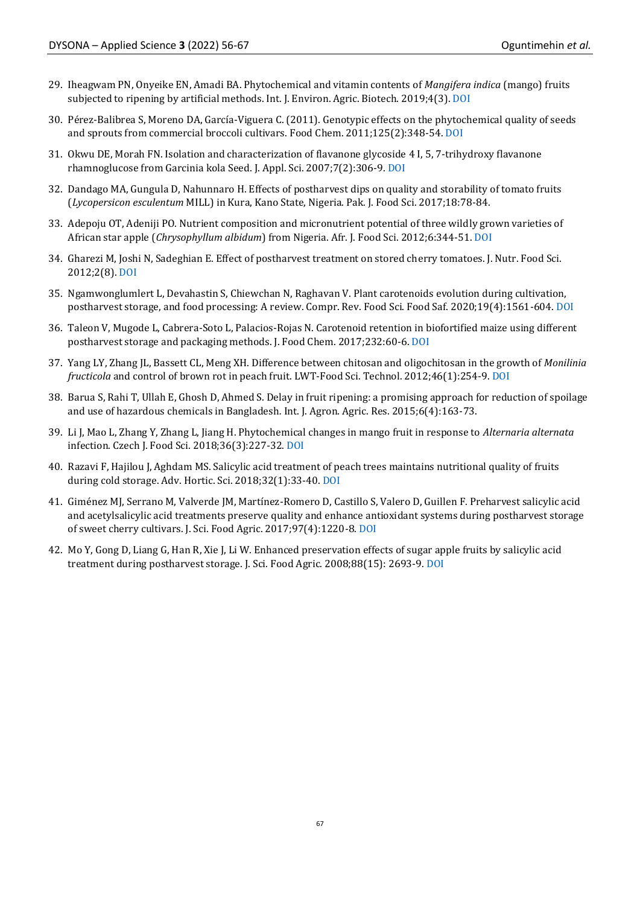29. Iheagwam PN, Onyeike EN, Amadi BA. Phytochemical and vitamin contents of *Mangifera indica* (mango) fruits subjected to ripening by artificial methods. Int. J. Environ. Agric. Biotech. 2019;4(3). DOI

30. Pérez-Balibrea S, Moreno DA, García-Viguera C. (2011). Genotypic effects on the phytochemical quality of seeds and sprouts from commercial broccoli cultivars. Food Chem. 2011;125(2):348-54. DOI

31. Okwu DE, Morah FN. Isolation and characterization of flavanone glycoside 4 I, 5, 7-trihydroxy flavanone rhamnoglucose from Garcinia kola Seed. J. Appl. Sci. 2007;7(2):306-9. DOI

32. Dandago MA, Gungula D, Nahunnaro H. Effects of postharvest dips on quality and storability of tomato fruits (*Lycopersicon esculentum* MILL) in Kura, Kano State, Nigeria. Pak. J. Food Sci. 2017;18:78-84.

33. Adepoju OT, Adeniji PO. Nutrient composition and micronutrient potential of three wildly grown varieties of African star apple (*Chrysophyllum albidum*) from Nigeria. Afr. J. Food Sci. 2012;6:344-51. DOI

34. Gharezi M, Joshi N, Sadeghian E. Effect of postharvest treatment on stored cherry tomatoes. J. Nutr. Food Sci. 2012;2(8). DOI

35. Ngamwonglumlert L, Devahastin S, Chiewchan N, Raghavan V. Plant carotenoids evolution during cultivation, postharvest storage, and food processing: A review. Compr. Rev. Food Sci. Food Saf. 2020;19(4):1561-604. DOI

36. Taleon V, Mugode L, Cabrera-Soto L, Palacios-Rojas N. Carotenoid retention in biofortified maize using different postharvest storage and packaging methods. J. Food Chem. 2017;232:60-6. DOI

37. Yang LY, Zhang JL, Bassett CL, Meng XH. Difference between chitosan and oligochitosan in the growth of *Monilinia fructicola* and control of brown rot in peach fruit. LWT-Food Sci. Technol. 2012;46(1):254-9. DOI

38. Barua S, Rahi T, Ullah E, Ghosh D, Ahmed S. Delay in fruit ripening: a promising approach for reduction of spoilage and use of hazardous chemicals in Bangladesh. Int. J. Agron. Agric. Res. 2015;6(4):163-73.

39. Li J, Mao L, Zhang Y, Zhang L, Jiang H. Phytochemical changes in mango fruit in response to *Alternaria alternata* infection. Czech J. Food Sci. 2018;36(3):227-32. DOI

40. Razavi F, Hajilou J, Aghdam MS. Salicylic acid treatment of peach trees maintains nutritional quality of fruits during cold storage. Adv. Hortic. Sci. 2018;32(1):33-40. DOI

41. Giménez MJ, Serrano M, Valverde JM, Martínez-Romero D, Castillo S, Valero D, Guillen F. Preharvest salicylic acid and acetylsalicylic acid treatments preserve quality and enhance antioxidant systems during postharvest storage of sweet cherry cultivars. J. Sci. Food Agric. 2017;97(4):1220-8. DOI

42. Mo Y, Gong D, Liang G, Han R, Xie J, Li W. Enhanced preservation effects of sugar apple fruits by salicylic acid treatment during postharvest storage. J. Sci. Food Agric. 2008;88(15): 2693-9. DOI